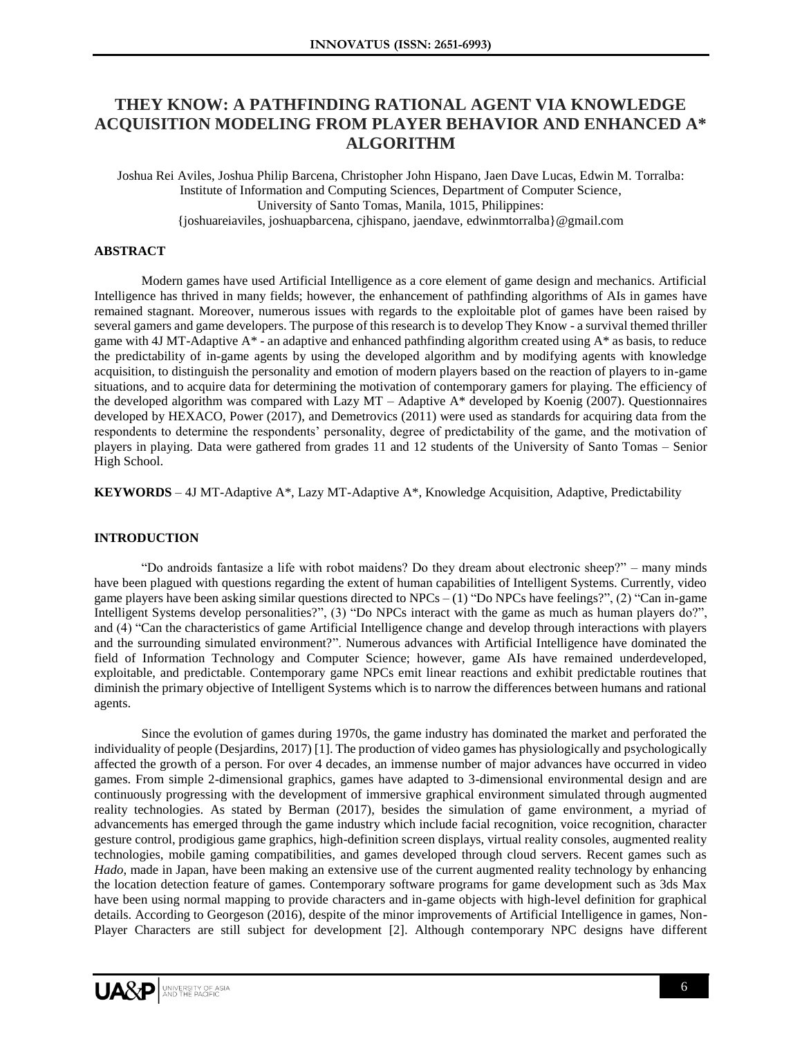# THEY KNOW: A PATHFINDING RATIONAL AGENT VIA KNOWLEDGE ACQUISITION MODELING FROM PLAYER BEHAVIOR AND ENHANCED A* ALGORITHM

Joshua Rei Aviles, Joshua Philip Barcena, Christopher John Hispano, Jaen Dave Lucas, Edwin M. Torralba: Institute of Information and Computing Sciences, Department of Computer Science, University of Santo Tomas, Manila, 1015, Philippines:
{joshuareiaviles, joshuapbarcena, cjhispano, jaendave, edwinmtorralba}@gmail.com

## ABSTRACT

Modern games have used Artificial Intelligence as a core element of game design and mechanics. Artificial Intelligence has thrived in many fields; however, the enhancement of pathfinding algorithms of AIs in games have remained stagnant. Moreover, numerous issues with regards to the exploitable plot of games have been raised by several gamers and game developers. The purpose of this research is to develop They Know - a survival themed thriller game with 4J MT-Adaptive A* - an adaptive and enhanced pathfinding algorithm created using A* as basis, to reduce the predictability of in-game agents by using the developed algorithm and by modifying agents with knowledge acquisition, to distinguish the personality and emotion of modern players based on the reaction of players to in-game situations, and to acquire data for determining the motivation of contemporary gamers for playing. The efficiency of the developed algorithm was compared with Lazy MT – Adaptive A* developed by Koenig (2007). Questionnaires developed by HEXACO, Power (2017), and Demetrovics (2011) were used as standards for acquiring data from the respondents to determine the respondents' personality, degree of predictability of the game, and the motivation of players in playing. Data were gathered from grades 11 and 12 students of the University of Santo Tomas – Senior High School.

**KEYWORDS** – 4J MT-Adaptive A*, Lazy MT-Adaptive A*, Knowledge Acquisition, Adaptive, Predictability

## INTRODUCTION

"Do androids fantasize a life with robot maidens? Do they dream about electronic sheep?" – many minds have been plagued with questions regarding the extent of human capabilities of Intelligent Systems. Currently, video game players have been asking similar questions directed to NPCs – (1) "Do NPCs have feelings?", (2) "Can in-game Intelligent Systems develop personalities?", (3) "Do NPCs interact with the game as much as human players do?", and (4) "Can the characteristics of game Artificial Intelligence change and develop through interactions with players and the surrounding simulated environment?". Numerous advances with Artificial Intelligence have dominated the field of Information Technology and Computer Science; however, game AIs have remained underdeveloped, exploitable, and predictable. Contemporary game NPCs emit linear reactions and exhibit predictable routines that diminish the primary objective of Intelligent Systems which is to narrow the differences between humans and rational agents.

Since the evolution of games during 1970s, the game industry has dominated the market and perforated the individuality of people (Desjardins, 2017) [1]. The production of video games has physiologically and psychologically affected the growth of a person. For over 4 decades, an immense number of major advances have occurred in video games. From simple 2-dimensional graphics, games have adapted to 3-dimensional environmental design and are continuously progressing with the development of immersive graphical environment simulated through augmented reality technologies. As stated by Berman (2017), besides the simulation of game environment, a myriad of advancements has emerged through the game industry which include facial recognition, voice recognition, character gesture control, prodigious game graphics, high-definition screen displays, virtual reality consoles, augmented reality technologies, mobile gaming compatibilities, and games developed through cloud servers. Recent games such as *Hado*, made in Japan, have been making an extensive use of the current augmented reality technology by enhancing the location detection feature of games. Contemporary software programs for game development such as 3ds Max have been using normal mapping to provide characters and in-game objects with high-level definition for graphical details. According to Georgeson (2016), despite of the minor improvements of Artificial Intelligence in games, Non-Player Characters are still subject for development [2]. Although contemporary NPC designs have different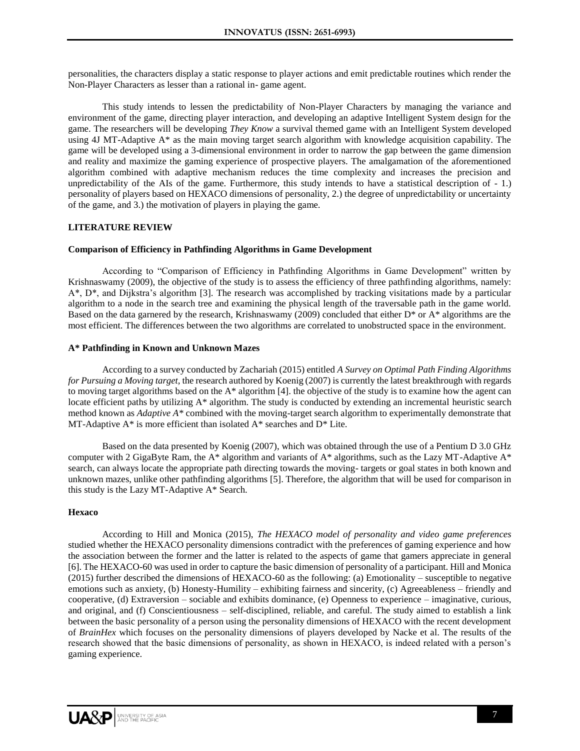personalities, the characters display a static response to player actions and emit predictable routines which render the Non-Player Characters as lesser than a rational in- game agent.

This study intends to lessen the predictability of Non-Player Characters by managing the variance and environment of the game, directing player interaction, and developing an adaptive Intelligent System design for the game. The researchers will be developing *They Know* a survival themed game with an Intelligent System developed using 4J MT-Adaptive A* as the main moving target search algorithm with knowledge acquisition capability. The game will be developed using a 3-dimensional environment in order to narrow the gap between the game dimension and reality and maximize the gaming experience of prospective players. The amalgamation of the aforementioned algorithm combined with adaptive mechanism reduces the time complexity and increases the precision and unpredictability of the AIs of the game. Furthermore, this study intends to have a statistical description of - 1.) personality of players based on HEXACO dimensions of personality, 2.) the degree of unpredictability or uncertainty of the game, and 3.) the motivation of players in playing the game.

## LITERATURE REVIEW

### Comparison of Efficiency in Pathfinding Algorithms in Game Development

According to "Comparison of Efficiency in Pathfinding Algorithms in Game Development" written by Krishnaswamy (2009), the objective of the study is to assess the efficiency of three pathfinding algorithms, namely: A*, D*, and Dijkstra's algorithm [3]. The research was accomplished by tracking visitations made by a particular algorithm to a node in the search tree and examining the physical length of the traversable path in the game world. Based on the data garnered by the research, Krishnaswamy (2009) concluded that either D* or A* algorithms are the most efficient. The differences between the two algorithms are correlated to unobstructed space in the environment.

### A* Pathfinding in Known and Unknown Mazes

According to a survey conducted by Zachariah (2015) entitled *A Survey on Optimal Path Finding Algorithms for Pursuing a Moving target*, the research authored by Koenig (2007) is currently the latest breakthrough with regards to moving target algorithms based on the A* algorithm [4]. the objective of the study is to examine how the agent can locate efficient paths by utilizing A* algorithm. The study is conducted by extending an incremental heuristic search method known as *Adaptive A** combined with the moving-target search algorithm to experimentally demonstrate that MT-Adaptive A* is more efficient than isolated A* searches and D* Lite.

Based on the data presented by Koenig (2007), which was obtained through the use of a Pentium D 3.0 GHz computer with 2 GigaByte Ram, the A* algorithm and variants of A* algorithms, such as the Lazy MT-Adaptive A* search, can always locate the appropriate path directing towards the moving- targets or goal states in both known and unknown mazes, unlike other pathfinding algorithms [5]. Therefore, the algorithm that will be used for comparison in this study is the Lazy MT-Adaptive A* Search.

### Hexaco

According to Hill and Monica (2015), *The HEXACO model of personality and video game preferences* studied whether the HEXACO personality dimensions contradict with the preferences of gaming experience and how the association between the former and the latter is related to the aspects of game that gamers appreciate in general [6]. The HEXACO-60 was used in order to capture the basic dimension of personality of a participant. Hill and Monica (2015) further described the dimensions of HEXACO-60 as the following: (a) Emotionality – susceptible to negative emotions such as anxiety, (b) Honesty-Humility – exhibiting fairness and sincerity, (c) Agreeableness – friendly and cooperative, (d) Extraversion – sociable and exhibits dominance, (e) Openness to experience – imaginative, curious, and original, and (f) Conscientiousness – self-disciplined, reliable, and careful. The study aimed to establish a link between the basic personality of a person using the personality dimensions of HEXACO with the recent development of *BrainHex* which focuses on the personality dimensions of players developed by Nacke et al. The results of the research showed that the basic dimensions of personality, as shown in HEXACO, is indeed related with a person's gaming experience.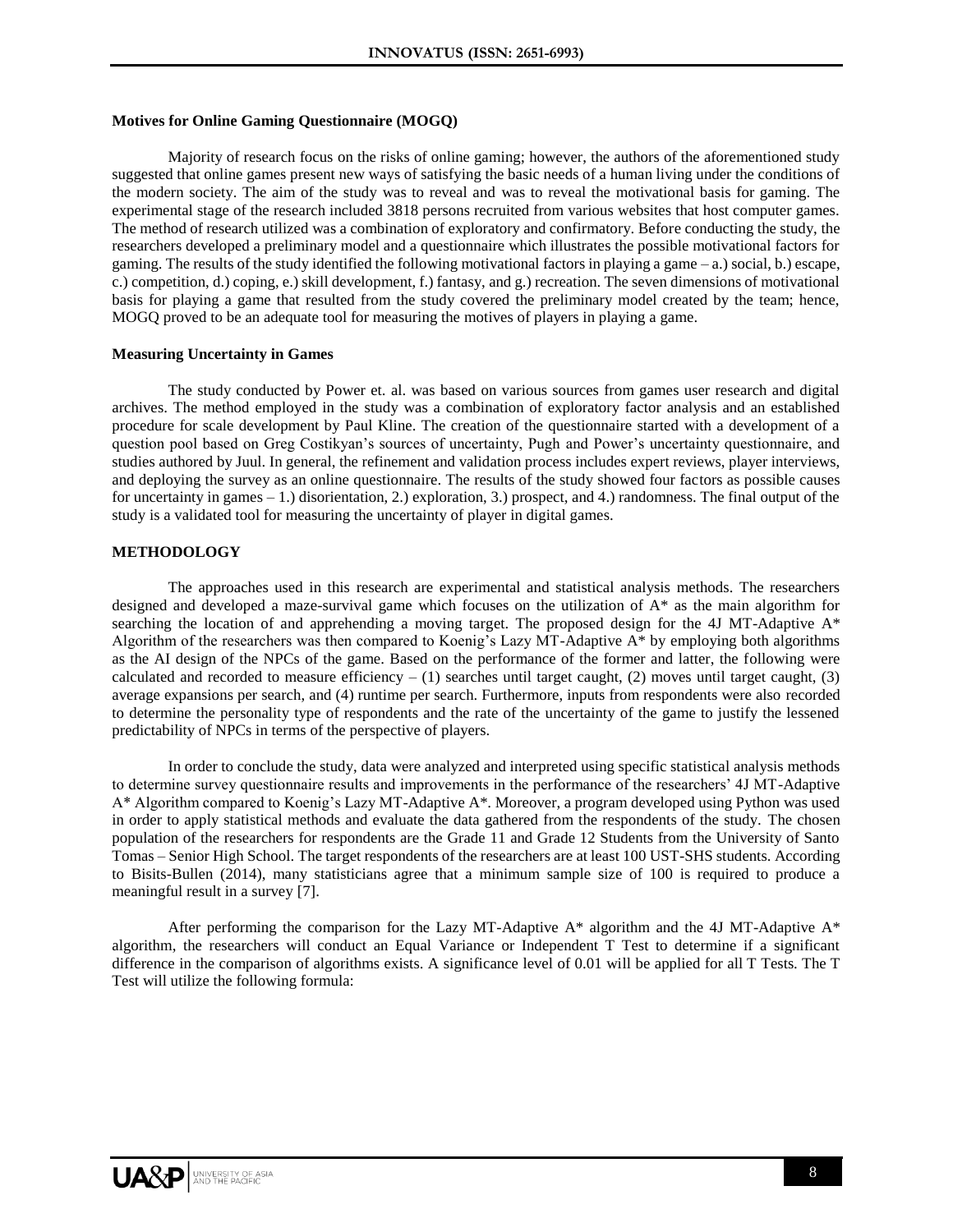**Motives for Online Gaming Questionnaire (MOGQ)**

Majority of research focus on the risks of online gaming; however, the authors of the aforementioned study suggested that online games present new ways of satisfying the basic needs of a human living under the conditions of the modern society. The aim of the study was to reveal and was to reveal the motivational basis for gaming. The experimental stage of the research included 3818 persons recruited from various websites that host computer games. The method of research utilized was a combination of exploratory and confirmatory. Before conducting the study, the researchers developed a preliminary model and a questionnaire which illustrates the possible motivational factors for gaming. The results of the study identified the following motivational factors in playing a game – a.) social, b.) escape, c.) competition, d.) coping, e.) skill development, f.) fantasy, and g.) recreation. The seven dimensions of motivational basis for playing a game that resulted from the study covered the preliminary model created by the team; hence, MOGQ proved to be an adequate tool for measuring the motives of players in playing a game.

**Measuring Uncertainty in Games**

The study conducted by Power et. al. was based on various sources from games user research and digital archives. The method employed in the study was a combination of exploratory factor analysis and an established procedure for scale development by Paul Kline. The creation of the questionnaire started with a development of a question pool based on Greg Costikyan's sources of uncertainty, Pugh and Power's uncertainty questionnaire, and studies authored by Juul. In general, the refinement and validation process includes expert reviews, player interviews, and deploying the survey as an online questionnaire. The results of the study showed four factors as possible causes for uncertainty in games – 1.) disorientation, 2.) exploration, 3.) prospect, and 4.) randomness. The final output of the study is a validated tool for measuring the uncertainty of player in digital games.

## METHODOLOGY

The approaches used in this research are experimental and statistical analysis methods. The researchers designed and developed a maze-survival game which focuses on the utilization of A* as the main algorithm for searching the location of and apprehending a moving target. The proposed design for the 4J MT-Adaptive A* Algorithm of the researchers was then compared to Koenig's Lazy MT-Adaptive A* by employing both algorithms as the AI design of the NPCs of the game. Based on the performance of the former and latter, the following were calculated and recorded to measure efficiency – (1) searches until target caught, (2) moves until target caught, (3) average expansions per search, and (4) runtime per search. Furthermore, inputs from respondents were also recorded to determine the personality type of respondents and the rate of the uncertainty of the game to justify the lessened predictability of NPCs in terms of the perspective of players.

In order to conclude the study, data were analyzed and interpreted using specific statistical analysis methods to determine survey questionnaire results and improvements in the performance of the researchers' 4J MT-Adaptive A* Algorithm compared to Koenig's Lazy MT-Adaptive A*. Moreover, a program developed using Python was used in order to apply statistical methods and evaluate the data gathered from the respondents of the study. The chosen population of the researchers for respondents are the Grade 11 and Grade 12 Students from the University of Santo Tomas – Senior High School. The target respondents of the researchers are at least 100 UST-SHS students. According to Bisits-Bullen (2014), many statisticians agree that a minimum sample size of 100 is required to produce a meaningful result in a survey [7].

After performing the comparison for the Lazy MT-Adaptive A* algorithm and the 4J MT-Adaptive A* algorithm, the researchers will conduct an Equal Variance or Independent T Test to determine if a significant difference in the comparison of algorithms exists. A significance level of 0.01 will be applied for all T Tests. The T Test will utilize the following formula: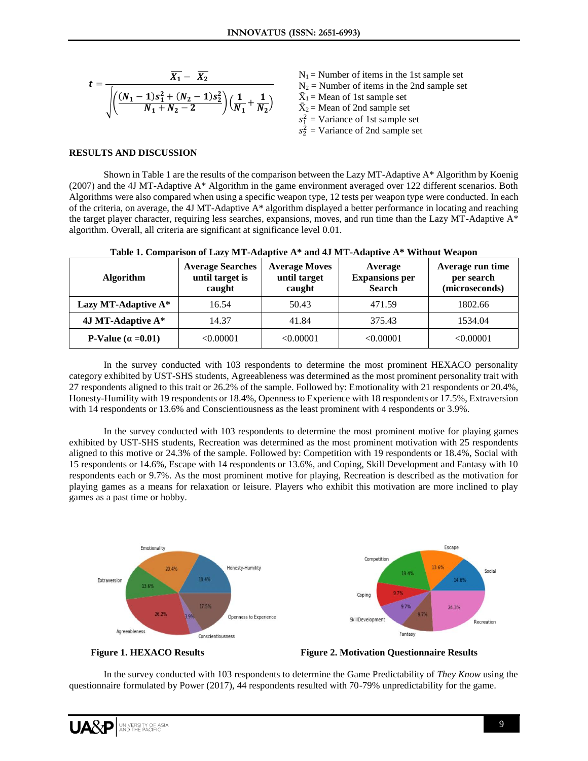$$t = \frac{\overline{X_1} - \overline{X_2}}{\sqrt{\left(\frac{(N_1 - 1)s_1^2 + (N_2 - 1)s_2^2}{N_1 + N_2 - 2}\right)\left(\frac{1}{N_1} + \frac{1}{N_2}\right)}}$$

$N_1$ = Number of items in the 1st sample set
$N_2$ = Number of items in the 2nd sample set
$\bar{X}_1$ = Mean of 1st sample set
$\bar{X}_2$ = Mean of 2nd sample set
$s_1^2$ = Variance of 1st sample set
$s_2^2$ = Variance of 2nd sample set

## RESULTS AND DISCUSSION

Shown in Table 1 are the results of the comparison between the Lazy MT-Adaptive A* Algorithm by Koenig (2007) and the 4J MT-Adaptive A* Algorithm in the game environment averaged over 122 different scenarios. Both Algorithms were also compared when using a specific weapon type, 12 tests per weapon type were conducted. In each of the criteria, on average, the 4J MT-Adaptive A* algorithm displayed a better performance in locating and reaching the target player character, requiring less searches, expansions, moves, and run time than the Lazy MT-Adaptive A* algorithm. Overall, all criteria are significant at significance level 0.01.

**Table 1. Comparison of Lazy MT-Adaptive A* and 4J MT-Adaptive A* Without Weapon**

| Algorithm | Average Searches until target is caught | Average Moves until target caught | Average Expansions per Search | Average run time per search (microseconds) |
|---|---|---|---|---|
| **Lazy MT-Adaptive A*** | 16.54 | 50.43 | 471.59 | 1802.66 |
| **4J MT-Adaptive A*** | 14.37 | 41.84 | 375.43 | 1534.04 |
| **P-Value (α =0.01)** | <0.00001 | <0.00001 | <0.00001 | <0.00001 |

In the survey conducted with 103 respondents to determine the most prominent HEXACO personality category exhibited by UST-SHS students, Agreeableness was determined as the most prominent personality trait with 27 respondents aligned to this trait or 26.2% of the sample. Followed by: Emotionality with 21 respondents or 20.4%, Honesty-Humility with 19 respondents or 18.4%, Openness to Experience with 18 respondents or 17.5%, Extraversion with 14 respondents or 13.6% and Conscientiousness as the least prominent with 4 respondents or 3.9%.

In the survey conducted with 103 respondents to determine the most prominent motive for playing games exhibited by UST-SHS students, Recreation was determined as the most prominent motivation with 25 respondents aligned to this motive or 24.3% of the sample. Followed by: Competition with 19 respondents or 18.4%, Social with 15 respondents or 14.6%, Escape with 14 respondents or 13.6%, and Coping, Skill Development and Fantasy with 10 respondents each or 9.7%. As the most prominent motive for playing, Recreation is described as the motivation for playing games as a means for relaxation or leisure. Players who exhibit this motivation are more inclined to play games as a past time or hobby.

**Figure 1. HEXACO Results**

**Figure 2. Motivation Questionnaire Results**

In the survey conducted with 103 respondents to determine the Game Predictability of *They Know* using the questionnaire formulated by Power (2017), 44 respondents resulted with 70-79% unpredictability for the game.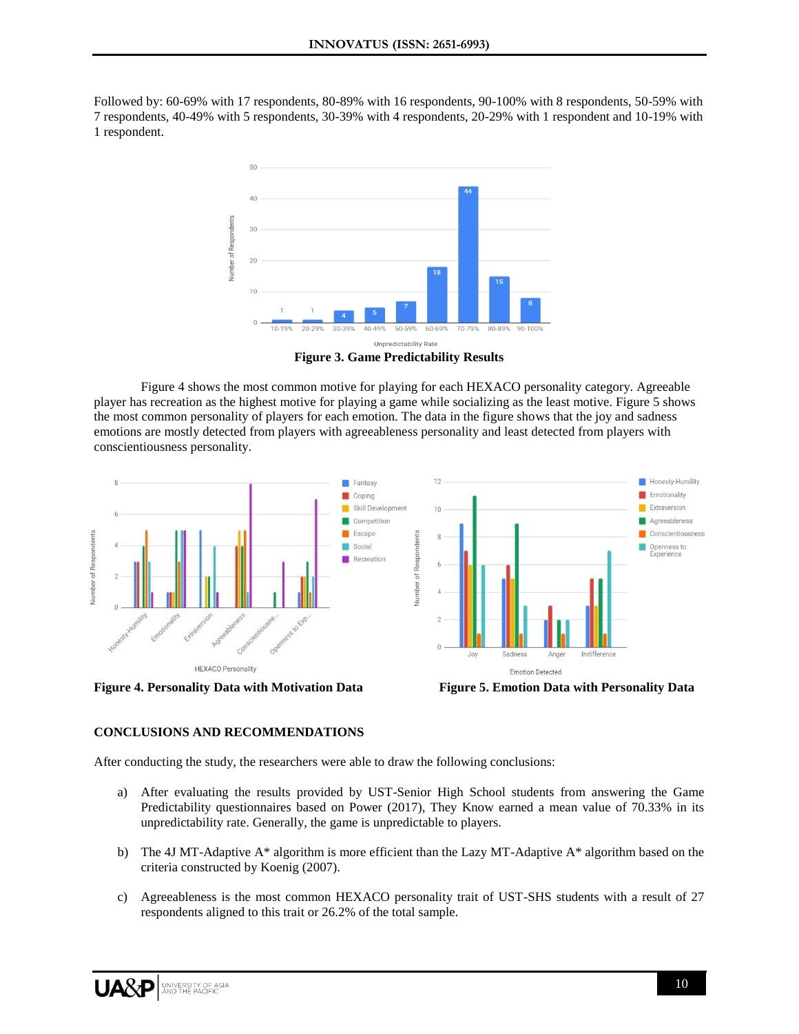Followed by: 60-69% with 17 respondents, 80-89% with 16 respondents, 90-100% with 8 respondents, 50-59% with 7 respondents, 40-49% with 5 respondents, 30-39% with 4 respondents, 20-29% with 1 respondent and 10-19% with 1 respondent.

**Figure 3. Game Predictability Results**

Figure 4 shows the most common motive for playing for each HEXACO personality category. Agreeable player has recreation as the highest motive for playing a game while socializing as the least motive. Figure 5 shows the most common personality of players for each emotion. The data in the figure shows that the joy and sadness emotions are mostly detected from players with agreeableness personality and least detected from players with conscientiousness personality.

**Figure 4. Personality Data with Motivation Data**

**Figure 5. Emotion Data with Personality Data**

## CONCLUSIONS AND RECOMMENDATIONS

After conducting the study, the researchers were able to draw the following conclusions:

a) After evaluating the results provided by UST-Senior High School students from answering the Game Predictability questionnaires based on Power (2017), They Know earned a mean value of 70.33% in its unpredictability rate. Generally, the game is unpredictable to players.

b) The 4J MT-Adaptive A* algorithm is more efficient than the Lazy MT-Adaptive A* algorithm based on the criteria constructed by Koenig (2007).

c) Agreeableness is the most common HEXACO personality trait of UST-SHS students with a result of 27 respondents aligned to this trait or 26.2% of the total sample.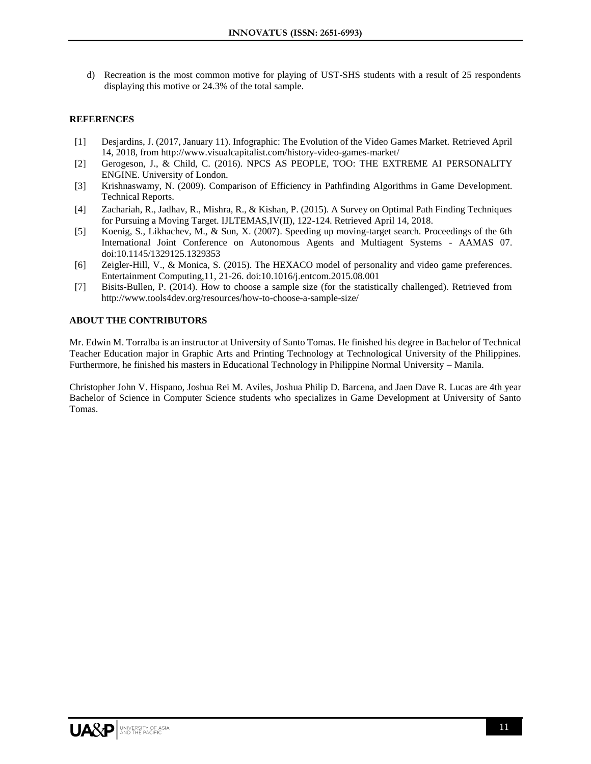d) Recreation is the most common motive for playing of UST-SHS students with a result of 25 respondents displaying this motive or 24.3% of the total sample.

## REFERENCES

[1] Desjardins, J. (2017, January 11). Infographic: The Evolution of the Video Games Market. Retrieved April 14, 2018, from http://www.visualcapitalist.com/history-video-games-market/

[2] Gerogeson, J., & Child, C. (2016). NPCS AS PEOPLE, TOO: THE EXTREME AI PERSONALITY ENGINE. University of London.

[3] Krishnaswamy, N. (2009). Comparison of Efficiency in Pathfinding Algorithms in Game Development. Technical Reports.

[4] Zachariah, R., Jadhav, R., Mishra, R., & Kishan, P. (2015). A Survey on Optimal Path Finding Techniques for Pursuing a Moving Target. IJLTEMAS,IV(II), 122-124. Retrieved April 14, 2018.

[5] Koenig, S., Likhachev, M., & Sun, X. (2007). Speeding up moving-target search. Proceedings of the 6th International Joint Conference on Autonomous Agents and Multiagent Systems - AAMAS 07. doi:10.1145/1329125.1329353

[6] Zeigler-Hill, V., & Monica, S. (2015). The HEXACO model of personality and video game preferences. Entertainment Computing,11, 21-26. doi:10.1016/j.entcom.2015.08.001

[7] Bisits-Bullen, P. (2014). How to choose a sample size (for the statistically challenged). Retrieved from http://www.tools4dev.org/resources/how-to-choose-a-sample-size/

## ABOUT THE CONTRIBUTORS

Mr. Edwin M. Torralba is an instructor at University of Santo Tomas. He finished his degree in Bachelor of Technical Teacher Education major in Graphic Arts and Printing Technology at Technological University of the Philippines. Furthermore, he finished his masters in Educational Technology in Philippine Normal University – Manila.

Christopher John V. Hispano, Joshua Rei M. Aviles, Joshua Philip D. Barcena, and Jaen Dave R. Lucas are 4th year Bachelor of Science in Computer Science students who specializes in Game Development at University of Santo Tomas.